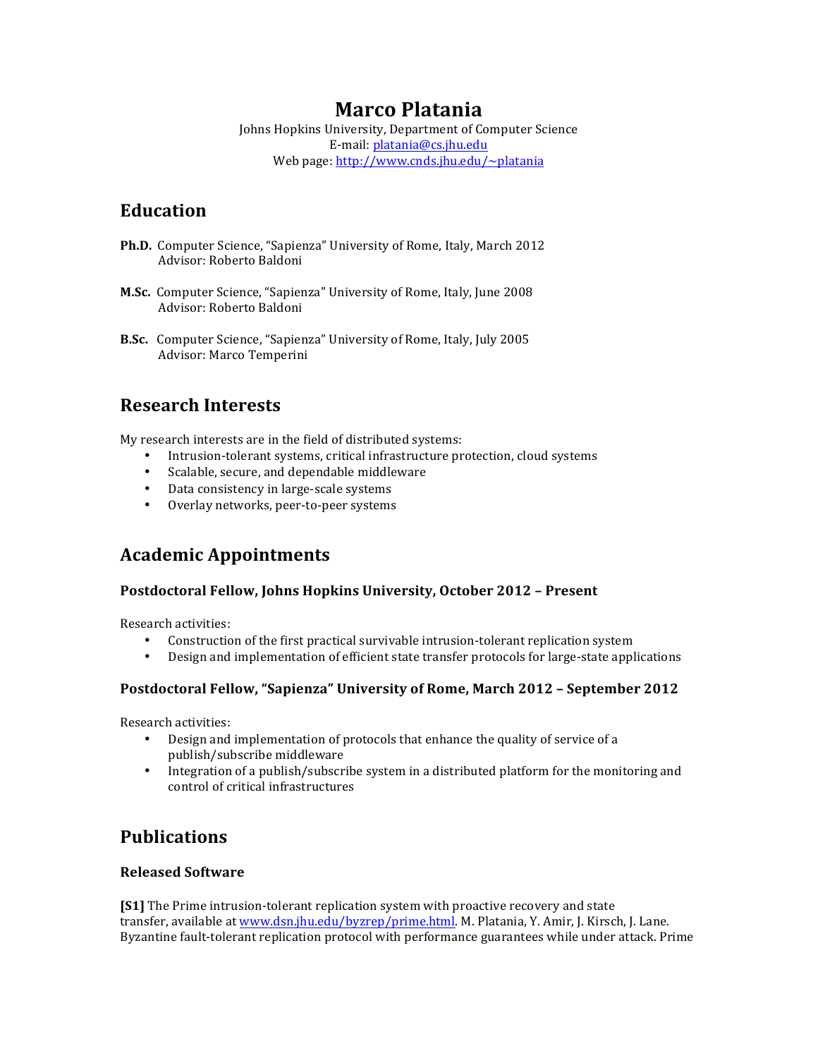# Marco Platania

Johns Hopkins University, Department of Computer Science
E-mail: platania@cs.jhu.edu
Web page: http://www.cnds.jhu.edu/~platania

## Education

**Ph.D.** Computer Science, "Sapienza" University of Rome, Italy, March 2012
Advisor: Roberto Baldoni

**M.Sc.** Computer Science, "Sapienza" University of Rome, Italy, June 2008
Advisor: Roberto Baldoni

**B.Sc.** Computer Science, "Sapienza" University of Rome, Italy, July 2005
Advisor: Marco Temperini

## Research Interests

My research interests are in the field of distributed systems:

- Intrusion-tolerant systems, critical infrastructure protection, cloud systems
- Scalable, secure, and dependable middleware
- Data consistency in large-scale systems
- Overlay networks, peer-to-peer systems

## Academic Appointments

### Postdoctoral Fellow, Johns Hopkins University, October 2012 – Present

Research activities:

- Construction of the first practical survivable intrusion-tolerant replication system
- Design and implementation of efficient state transfer protocols for large-state applications

### Postdoctoral Fellow, "Sapienza" University of Rome, March 2012 – September 2012

Research activities:

- Design and implementation of protocols that enhance the quality of service of a publish/subscribe middleware
- Integration of a publish/subscribe system in a distributed platform for the monitoring and control of critical infrastructures

## Publications

### Released Software

**[S1]** The Prime intrusion-tolerant replication system with proactive recovery and state transfer, available at www.dsn.jhu.edu/byzrep/prime.html. M. Platania, Y. Amir, J. Kirsch, J. Lane. Byzantine fault-tolerant replication protocol with performance guarantees while under attack. Prime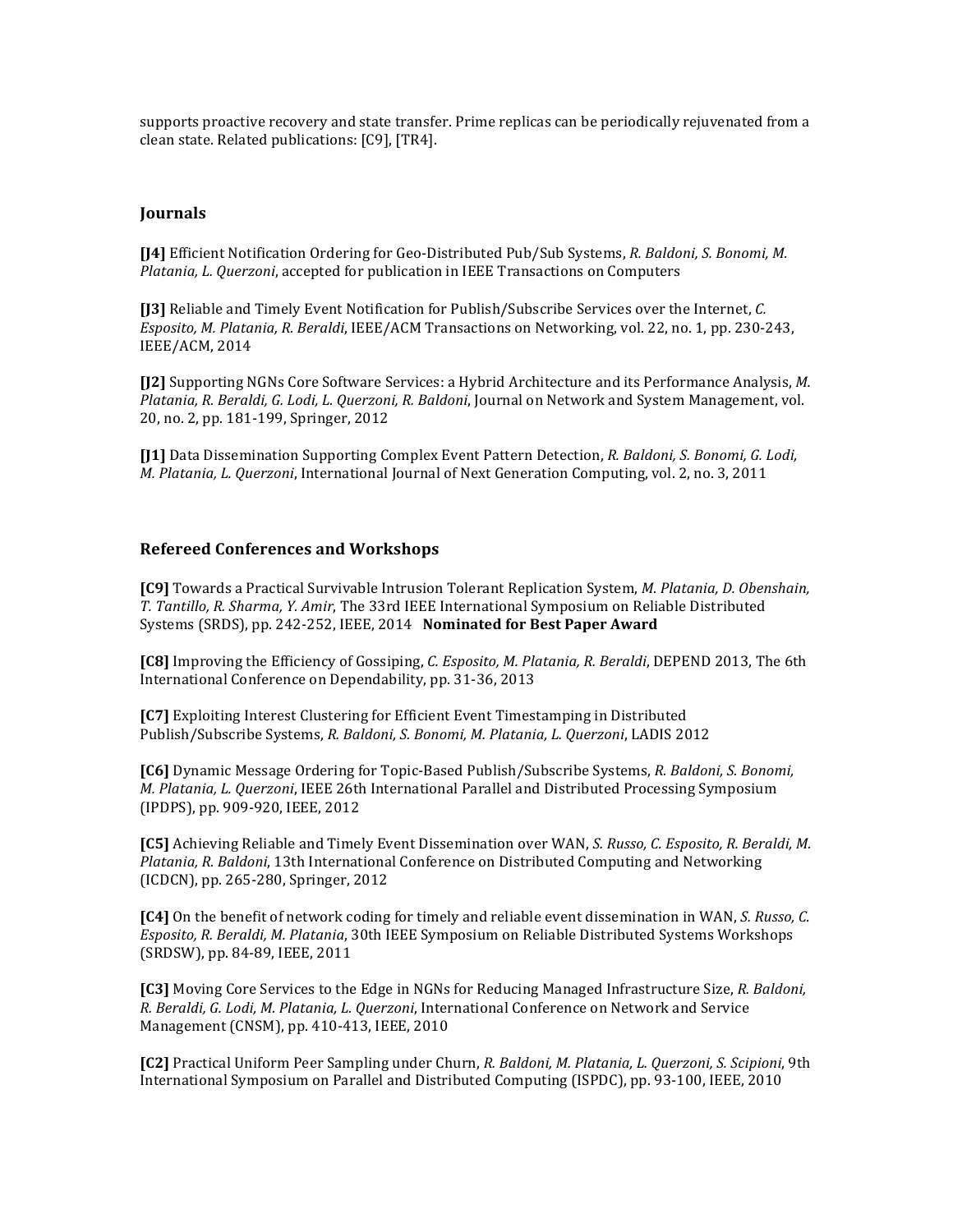supports proactive recovery and state transfer. Prime replicas can be periodically rejuvenated from a clean state. Related publications: [C9], [TR4].

## Journals

**[J4]** Efficient Notification Ordering for Geo-Distributed Pub/Sub Systems, *R. Baldoni, S. Bonomi, M. Platania, L. Querzoni*, accepted for publication in IEEE Transactions on Computers

**[J3]** Reliable and Timely Event Notification for Publish/Subscribe Services over the Internet, *C. Esposito, M. Platania, R. Beraldi*, IEEE/ACM Transactions on Networking, vol. 22, no. 1, pp. 230-243, IEEE/ACM, 2014

**[J2]** Supporting NGNs Core Software Services: a Hybrid Architecture and its Performance Analysis, *M. Platania, R. Beraldi, G. Lodi, L. Querzoni, R. Baldoni*, Journal on Network and System Management, vol. 20, no. 2, pp. 181-199, Springer, 2012

**[J1]** Data Dissemination Supporting Complex Event Pattern Detection, *R. Baldoni, S. Bonomi, G. Lodi, M. Platania, L. Querzoni*, International Journal of Next Generation Computing, vol. 2, no. 3, 2011

## Refereed Conferences and Workshops

**[C9]** Towards a Practical Survivable Intrusion Tolerant Replication System, *M. Platania, D. Obenshain, T. Tantillo, R. Sharma, Y. Amir*, The 33rd IEEE International Symposium on Reliable Distributed Systems (SRDS), pp. 242-252, IEEE, 2014 **Nominated for Best Paper Award**

**[C8]** Improving the Efficiency of Gossiping, *C. Esposito, M. Platania, R. Beraldi*, DEPEND 2013, The 6th International Conference on Dependability, pp. 31-36, 2013

**[C7]** Exploiting Interest Clustering for Efficient Event Timestamping in Distributed Publish/Subscribe Systems, *R. Baldoni, S. Bonomi, M. Platania, L. Querzoni*, LADIS 2012

**[C6]** Dynamic Message Ordering for Topic-Based Publish/Subscribe Systems, *R. Baldoni, S. Bonomi, M. Platania, L. Querzoni*, IEEE 26th International Parallel and Distributed Processing Symposium (IPDPS), pp. 909-920, IEEE, 2012

**[C5]** Achieving Reliable and Timely Event Dissemination over WAN, *S. Russo, C. Esposito, R. Beraldi, M. Platania, R. Baldoni*, 13th International Conference on Distributed Computing and Networking (ICDCN), pp. 265-280, Springer, 2012

**[C4]** On the benefit of network coding for timely and reliable event dissemination in WAN, *S. Russo, C. Esposito, R. Beraldi, M. Platania*, 30th IEEE Symposium on Reliable Distributed Systems Workshops (SRDSW), pp. 84-89, IEEE, 2011

**[C3]** Moving Core Services to the Edge in NGNs for Reducing Managed Infrastructure Size, *R. Baldoni, R. Beraldi, G. Lodi, M. Platania, L. Querzoni*, International Conference on Network and Service Management (CNSM), pp. 410-413, IEEE, 2010

**[C2]** Practical Uniform Peer Sampling under Churn, *R. Baldoni, M. Platania, L. Querzoni, S. Scipioni*, 9th International Symposium on Parallel and Distributed Computing (ISPDC), pp. 93-100, IEEE, 2010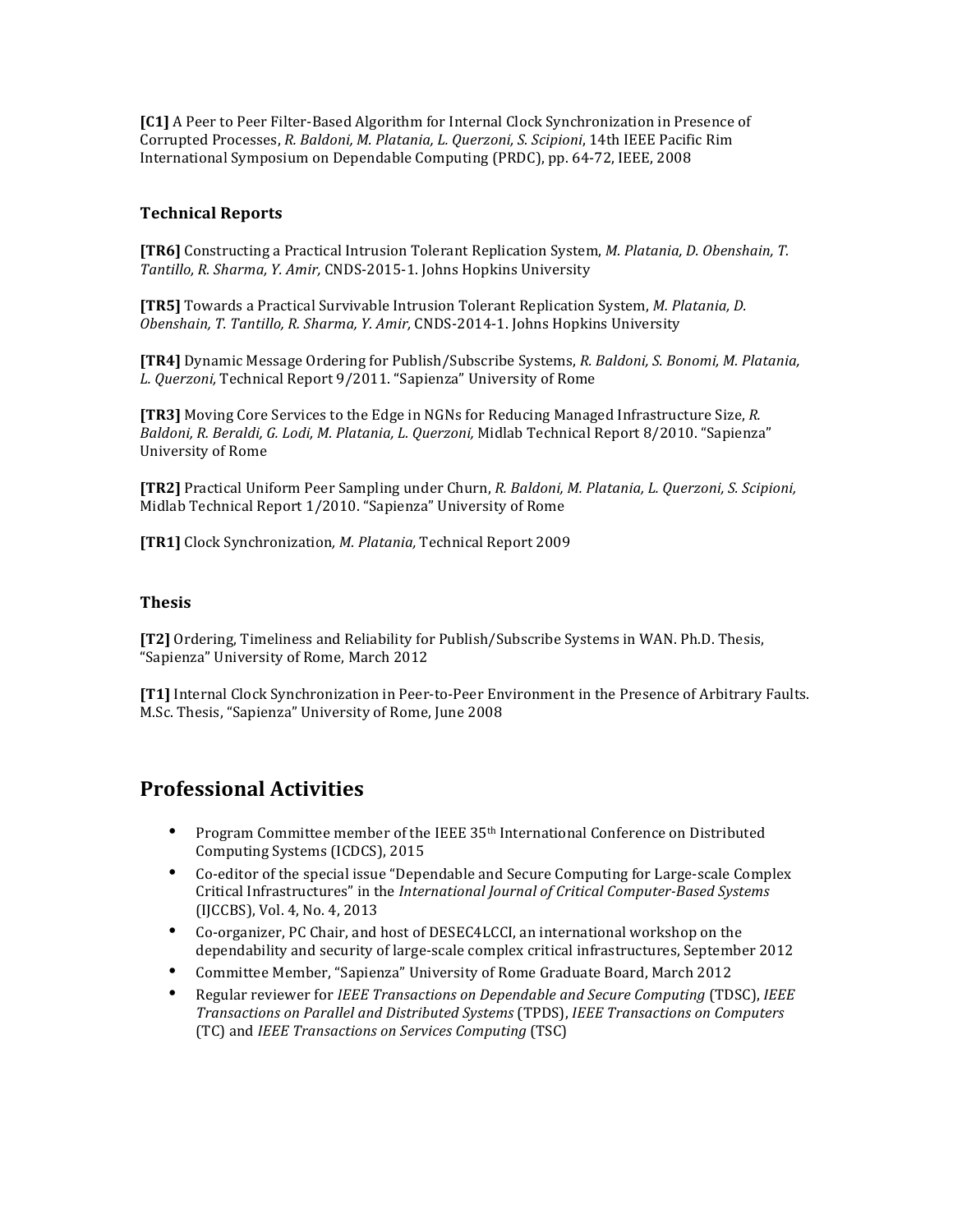**[C1]** A Peer to Peer Filter-Based Algorithm for Internal Clock Synchronization in Presence of Corrupted Processes, *R. Baldoni, M. Platania, L. Querzoni, S. Scipioni*, 14th IEEE Pacific Rim International Symposium on Dependable Computing (PRDC), pp. 64-72, IEEE, 2008

### Technical Reports

**[TR6]** Constructing a Practical Intrusion Tolerant Replication System, *M. Platania, D. Obenshain, T. Tantillo, R. Sharma, Y. Amir,* CNDS-2015-1. Johns Hopkins University

**[TR5]** Towards a Practical Survivable Intrusion Tolerant Replication System, *M. Platania, D. Obenshain, T. Tantillo, R. Sharma, Y. Amir,* CNDS-2014-1. Johns Hopkins University

**[TR4]** Dynamic Message Ordering for Publish/Subscribe Systems, *R. Baldoni, S. Bonomi, M. Platania, L. Querzoni,* Technical Report 9/2011. "Sapienza" University of Rome

**[TR3]** Moving Core Services to the Edge in NGNs for Reducing Managed Infrastructure Size, *R. Baldoni, R. Beraldi, G. Lodi, M. Platania, L. Querzoni,* Midlab Technical Report 8/2010. "Sapienza" University of Rome

**[TR2]** Practical Uniform Peer Sampling under Churn, *R. Baldoni, M. Platania, L. Querzoni, S. Scipioni,* Midlab Technical Report 1/2010. "Sapienza" University of Rome

**[TR1]** Clock Synchronization*, M. Platania,* Technical Report 2009

### Thesis

**[T2]** Ordering, Timeliness and Reliability for Publish/Subscribe Systems in WAN. Ph.D. Thesis, "Sapienza" University of Rome, March 2012

**[T1]** Internal Clock Synchronization in Peer-to-Peer Environment in the Presence of Arbitrary Faults. M.Sc. Thesis, "Sapienza" University of Rome, June 2008

## Professional Activities

- Program Committee member of the IEEE 35th International Conference on Distributed Computing Systems (ICDCS), 2015
- Co-editor of the special issue "Dependable and Secure Computing for Large-scale Complex Critical Infrastructures" in the *International Journal of Critical Computer-Based Systems* (IJCCBS), Vol. 4, No. 4, 2013
- Co-organizer, PC Chair, and host of DESEC4LCCI, an international workshop on the dependability and security of large-scale complex critical infrastructures, September 2012
- Committee Member, "Sapienza" University of Rome Graduate Board, March 2012
- Regular reviewer for *IEEE Transactions on Dependable and Secure Computing* (TDSC), *IEEE Transactions on Parallel and Distributed Systems* (TPDS), *IEEE Transactions on Computers* (TC) and *IEEE Transactions on Services Computing* (TSC)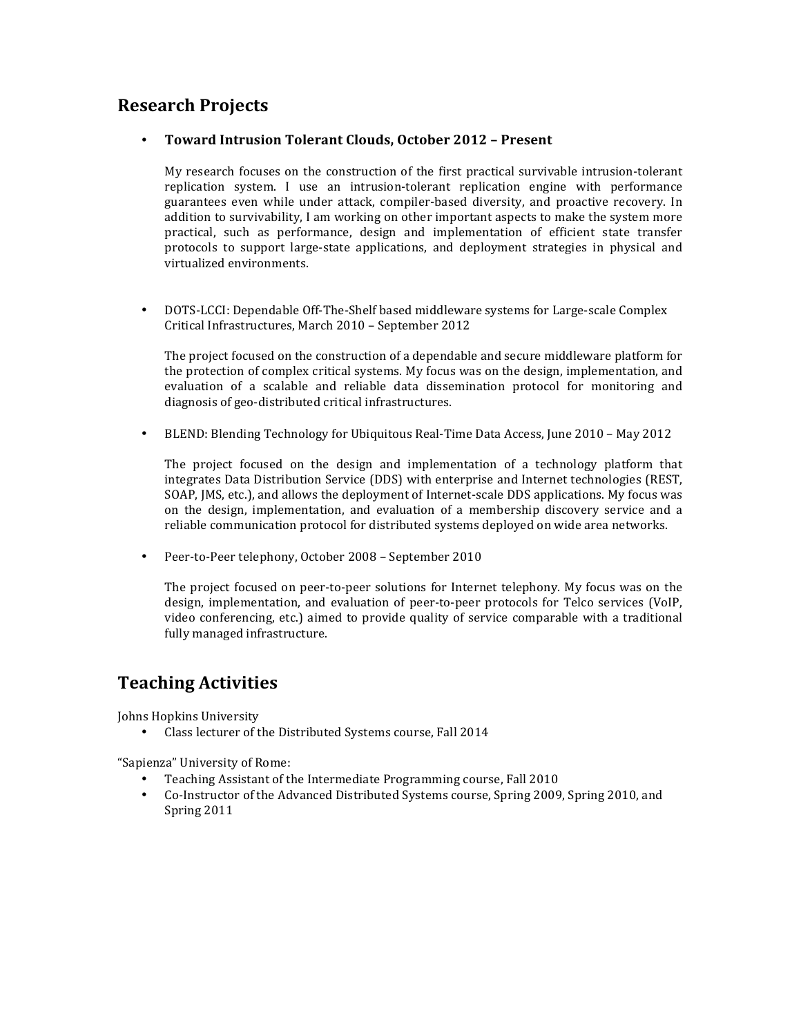## Research Projects

- **Toward Intrusion Tolerant Clouds, October 2012 – Present**

  My research focuses on the construction of the first practical survivable intrusion-tolerant replication system. I use an intrusion-tolerant replication engine with performance guarantees even while under attack, compiler-based diversity, and proactive recovery. In addition to survivability, I am working on other important aspects to make the system more practical, such as performance, design and implementation of efficient state transfer protocols to support large-state applications, and deployment strategies in physical and virtualized environments.

- DOTS-LCCI: Dependable Off-The-Shelf based middleware systems for Large-scale Complex Critical Infrastructures, March 2010 – September 2012

  The project focused on the construction of a dependable and secure middleware platform for the protection of complex critical systems. My focus was on the design, implementation, and evaluation of a scalable and reliable data dissemination protocol for monitoring and diagnosis of geo-distributed critical infrastructures.

- BLEND: Blending Technology for Ubiquitous Real-Time Data Access, June 2010 – May 2012

  The project focused on the design and implementation of a technology platform that integrates Data Distribution Service (DDS) with enterprise and Internet technologies (REST, SOAP, JMS, etc.), and allows the deployment of Internet-scale DDS applications. My focus was on the design, implementation, and evaluation of a membership discovery service and a reliable communication protocol for distributed systems deployed on wide area networks.

- Peer-to-Peer telephony, October 2008 – September 2010

  The project focused on peer-to-peer solutions for Internet telephony. My focus was on the design, implementation, and evaluation of peer-to-peer protocols for Telco services (VoIP, video conferencing, etc.) aimed to provide quality of service comparable with a traditional fully managed infrastructure.

## Teaching Activities

Johns Hopkins University

- Class lecturer of the Distributed Systems course, Fall 2014

"Sapienza" University of Rome:

- Teaching Assistant of the Intermediate Programming course, Fall 2010
- Co-Instructor of the Advanced Distributed Systems course, Spring 2009, Spring 2010, and Spring 2011